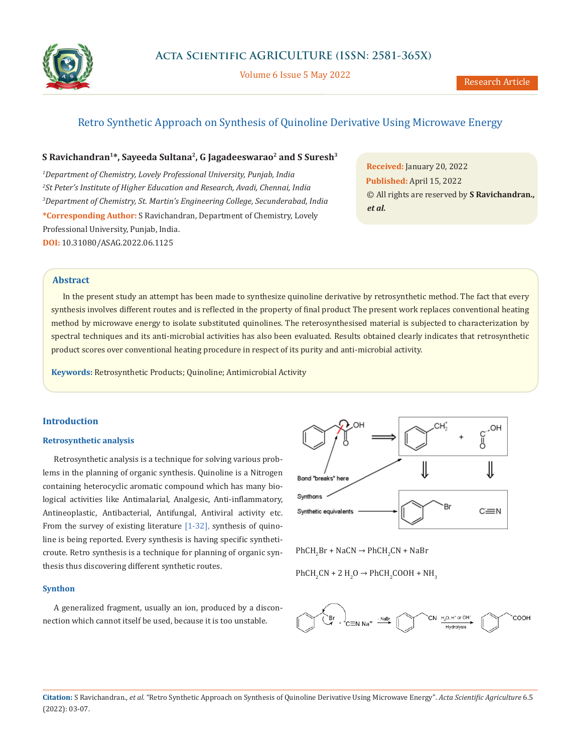# Retro Synthetic Approach on Synthesis of Quinoline Derivative Using Microwave Energy

**S Ravichandran[1]\*, Sayeeda Sultana[2], G Jagadeeswarao[2] and S Suresh[3]**

*[1]Department of Chemistry, Lovely Professional University, Punjab, India*
*[2]St Peter's Institute of Higher Education and Research, Avadi, Chennai, India*
*[3]Department of Chemistry, St. Martin's Engineering College, Secunderabad, India*

**\*Corresponding Author:** S Ravichandran, Department of Chemistry, Lovely Professional University, Punjab, India.

**DOI:** 10.31080/ASAG.2022.06.1125

**Received:** January 20, 2022
**Published:** April 15, 2022
© All rights are reserved by **S Ravichandran., *et al.***

## Abstract

In the present study an attempt has been made to synthesize quinoline derivative by retrosynthetic method. The fact that every synthesis involves different routes and is reflected in the property of final product The present work replaces conventional heating method by microwave energy to isolate substituted quinolines. The reterosynthesised material is subjected to characterization by spectral techniques and its anti-microbial activities has also been evaluated. Results obtained clearly indicates that retrosynthetic product scores over conventional heating procedure in respect of its purity and anti-microbial activity.

**Keywords:** Retrosynthetic Products; Quinoline; Antimicrobial Activity

## Introduction

### Retrosynthetic analysis

Retrosynthetic analysis is a technique for solving various problems in the planning of organic synthesis. Quinoline is a Nitrogen containing heterocyclic aromatic compound which has many biological activities like Antimalarial, Analgesic, Anti-inflammatory, Antineoplastic, Antibacterial, Antifungal, Antiviral activity etc. From the survey of existing literature [1-32], synthesis of quinoline is being reported. Every synthesis is having specific syntheticroute. Retro synthesis is a technique for planning of organic synthesis thus discovering different synthetic routes.

### Synthon

A generalized fragment, usually an ion, produced by a disconnection which cannot itself be used, because it is too unstable.

Bond "breaks" here

Synthons

Synthetic equivalents

$$PhCH_2Br + NaCN \rightarrow PhCH_2CN + NaBr$$

$$PhCH_2CN + 2\ H_2O \rightarrow PhCH_2COOH + NH_3$$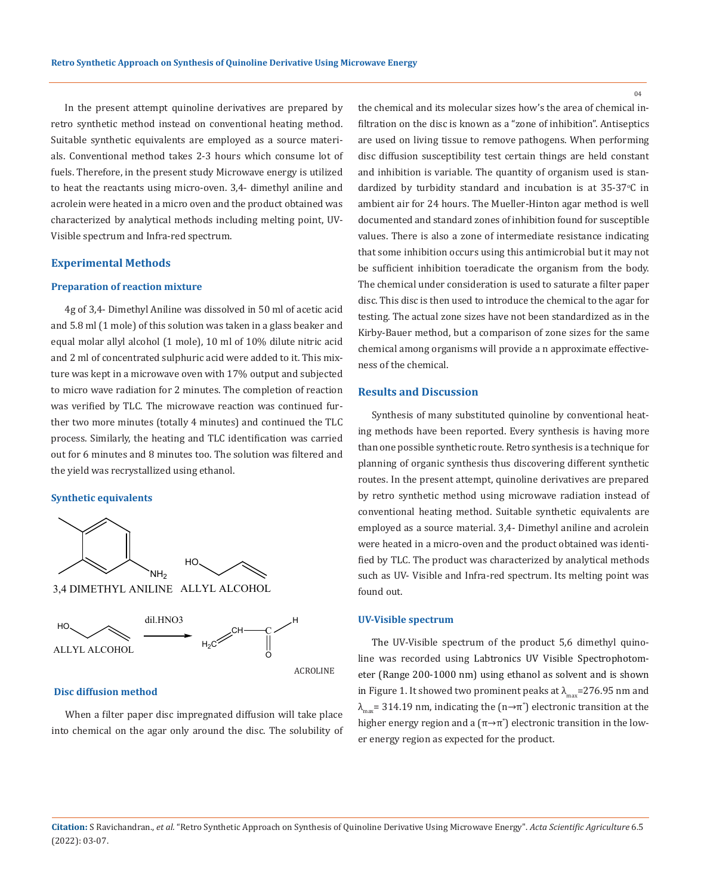In the present attempt quinoline derivatives are prepared by retro synthetic method instead on conventional heating method. Suitable synthetic equivalents are employed as a source materials. Conventional method takes 2-3 hours which consume lot of fuels. Therefore, in the present study Microwave energy is utilized to heat the reactants using micro-oven. 3,4- dimethyl aniline and acrolein were heated in a micro oven and the product obtained was characterized by analytical methods including melting point, UV-Visible spectrum and Infra-red spectrum.

## Experimental Methods

### Preparation of reaction mixture

4g of 3,4- Dimethyl Aniline was dissolved in 50 ml of acetic acid and 5.8 ml (1 mole) of this solution was taken in a glass beaker and equal molar allyl alcohol (1 mole), 10 ml of 10% dilute nitric acid and 2 ml of concentrated sulphuric acid were added to it. This mixture was kept in a microwave oven with 17% output and subjected to micro wave radiation for 2 minutes. The completion of reaction was verified by TLC. The microwave reaction was continued further two more minutes (totally 4 minutes) and continued the TLC process. Similarly, the heating and TLC identification was carried out for 6 minutes and 8 minutes too. The solution was filtered and the yield was recrystallized using ethanol.

### Synthetic equivalents

3,4 DIMETHYL ANILINE ALLYL ALCOHOL

ALLYL ALCOHOL $\xrightarrow{\text{dil.HNO3}}$ ACROLINE

### Disc diffusion method

When a filter paper disc impregnated diffusion will take place into chemical on the agar only around the disc. The solubility of the chemical and its molecular sizes how's the area of chemical infiltration on the disc is known as a "zone of inhibition". Antiseptics are used on living tissue to remove pathogens. When performing disc diffusion susceptibility test certain things are held constant and inhibition is variable. The quantity of organism used is standardized by turbidity standard and incubation is at 35-37°C in ambient air for 24 hours. The Mueller-Hinton agar method is well documented and standard zones of inhibition found for susceptible values. There is also a zone of intermediate resistance indicating that some inhibition occurs using this antimicrobial but it may not be sufficient inhibition toeradicate the organism from the body. The chemical under consideration is used to saturate a filter paper disc. This disc is then used to introduce the chemical to the agar for testing. The actual zone sizes have not been standardized as in the Kirby-Bauer method, but a comparison of zone sizes for the same chemical among organisms will provide a n approximate effectiveness of the chemical.

## Results and Discussion

Synthesis of many substituted quinoline by conventional heating methods have been reported. Every synthesis is having more than one possible synthetic route. Retro synthesis is a technique for planning of organic synthesis thus discovering different synthetic routes. In the present attempt, quinoline derivatives are prepared by retro synthetic method using microwave radiation instead of conventional heating method. Suitable synthetic equivalents are employed as a source material. 3,4- Dimethyl aniline and acrolein were heated in a micro-oven and the product obtained was identified by TLC. The product was characterized by analytical methods such as UV- Visible and Infra-red spectrum. Its melting point was found out.

### UV-Visible spectrum

The UV-Visible spectrum of the product 5,6 dimethyl quinoline was recorded using Labtronics UV Visible Spectrophotometer (Range 200-1000 nm) using ethanol as solvent and is shown in Figure 1. It showed two prominent peaks at $\lambda_{max}$=276.95 nm and $\lambda_{max}$= 314.19 nm, indicating the ($n\rightarrow\pi^*$) electronic transition at the higher energy region and a ($\pi\rightarrow\pi^*$) electronic transition in the lower energy region as expected for the product.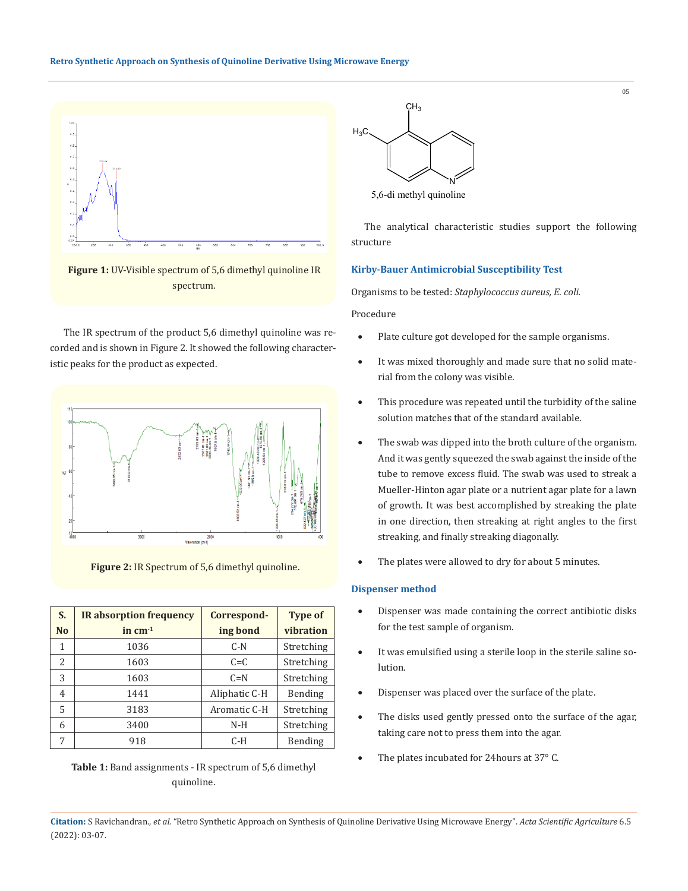**Figure 1:** UV-Visible spectrum of 5,6 dimethyl quinoline IR spectrum.

The IR spectrum of the product 5,6 dimethyl quinoline was recorded and is shown in Figure 2. It showed the following characteristic peaks for the product as expected.

**Figure 2:** IR Spectrum of 5,6 dimethyl quinoline.

| S. No | IR absorption frequency in $cm^{-1}$ | Corresponding bond | Type of vibration |
|---|---|---|---|
| 1 | 1036 | C-N | Stretching |
| 2 | 1603 | C=C | Stretching |
| 3 | 1603 | C=N | Stretching |
| 4 | 1441 | Aliphatic C-H | Bending |
| 5 | 3183 | Aromatic C-H | Stretching |
| 6 | 3400 | N-H | Stretching |
| 7 | 918 | C-H | Bending |

**Table 1:** Band assignments - IR spectrum of 5,6 dimethyl quinoline.

5,6-di methyl quinoline

The analytical characteristic studies support the following structure

### Kirby-Bauer Antimicrobial Susceptibility Test

Organisms to be tested: *Staphylococcus aureus, E. coli.*

Procedure

- Plate culture got developed for the sample organisms.
- It was mixed thoroughly and made sure that no solid material from the colony was visible.
- This procedure was repeated until the turbidity of the saline solution matches that of the standard available.
- The swab was dipped into the broth culture of the organism. And it was gently squeezed the swab against the inside of the tube to remove excess fluid. The swab was used to streak a Mueller-Hinton agar plate or a nutrient agar plate for a lawn of growth. It was best accomplished by streaking the plate in one direction, then streaking at right angles to the first streaking, and finally streaking diagonally.
- The plates were allowed to dry for about 5 minutes.

### Dispenser method

- Dispenser was made containing the correct antibiotic disks for the test sample of organism.
- It was emulsified using a sterile loop in the sterile saline solution.
- Dispenser was placed over the surface of the plate.
- The disks used gently pressed onto the surface of the agar, taking care not to press them into the agar.
- The plates incubated for 24hours at 37° C.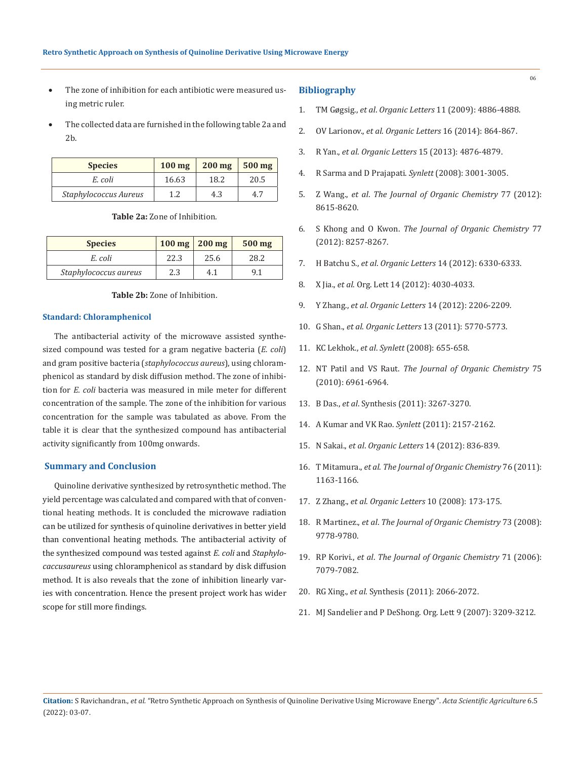- The zone of inhibition for each antibiotic were measured using metric ruler.
- The collected data are furnished in the following table 2a and 2b.

| Species | 100 mg | 200 mg | 500 mg |
|---|---|---|---|
| *E. coli* | 16.63 | 18.2 | 20.5 |
| *Staphylococcus Aureus* | 1.2 | 4.3 | 4.7 |

**Table 2a:** Zone of Inhibition.

| Species | 100 mg | 200 mg | 500 mg |
|---|---|---|---|
| *E. coli* | 22.3 | 25.6 | 28.2 |
| *Staphylococcus aureus* | 2.3 | 4.1 | 9.1 |

**Table 2b:** Zone of Inhibition.

### Standard: Chloramphenicol

The antibacterial activity of the microwave assisted synthesized compound was tested for a gram negative bacteria (*E. coli*) and gram positive bacteria (*staphylococcus aureus*), using chloramphenicol as standard by disk diffusion method. The zone of inhibition for *E. coli* bacteria was measured in mile meter for different concentration of the sample. The zone of the inhibition for various concentration for the sample was tabulated as above. From the table it is clear that the synthesized compound has antibacterial activity significantly from 100mg onwards.

## Summary and Conclusion

Quinoline derivative synthesized by retrosynthetic method. The yield percentage was calculated and compared with that of conventional heating methods. It is concluded the microwave radiation can be utilized for synthesis of quinoline derivatives in better yield than conventional heating methods. The antibacterial activity of the synthesized compound was tested against *E. coli* and *Staphylocaccusaureus* using chloramphenicol as standard by disk diffusion method. It is also reveals that the zone of inhibition linearly varies with concentration. Hence the present project work has wider scope for still more findings.

## Bibliography

1. TM Gøgsig., *et al. Organic Letters* 11 (2009): 4886-4888.
2. OV Larionov., *et al. Organic Letters* 16 (2014): 864-867.
3. R Yan., *et al. Organic Letters* 15 (2013): 4876-4879.
4. R Sarma and D Prajapati. *Synlett* (2008): 3001-3005.
5. Z Wang., *et al. The Journal of Organic Chemistry* 77 (2012): 8615-8620.
6. S Khong and O Kwon. *The Journal of Organic Chemistry* 77 (2012): 8257-8267.
7. H Batchu S., *et al. Organic Letters* 14 (2012): 6330-6333.
8. X Jia., *et al.* Org. Lett 14 (2012): 4030-4033.
9. Y Zhang., *et al. Organic Letters* 14 (2012): 2206-2209.
10. G Shan., *et al. Organic Letters* 13 (2011): 5770-5773.
11. KC Lekhok., *et al. Synlett* (2008): 655-658.
12. NT Patil and VS Raut. *The Journal of Organic Chemistry* 75 (2010): 6961-6964.
13. B Das., *et al.* Synthesis (2011): 3267-3270.
14. A Kumar and VK Rao. *Synlett* (2011): 2157-2162.
15. N Sakai., *et al. Organic Letters* 14 (2012): 836-839.
16. T Mitamura., *et al. The Journal of Organic Chemistry* 76 (2011): 1163-1166.
17. Z Zhang., *et al. Organic Letters* 10 (2008): 173-175.
18. R Martinez., *et al. The Journal of Organic Chemistry* 73 (2008): 9778-9780.
19. RP Korivi., *et al. The Journal of Organic Chemistry* 71 (2006): 7079-7082.
20. RG Xing., *et al.* Synthesis (2011): 2066-2072.
21. MJ Sandelier and P DeShong. Org. Lett 9 (2007): 3209-3212.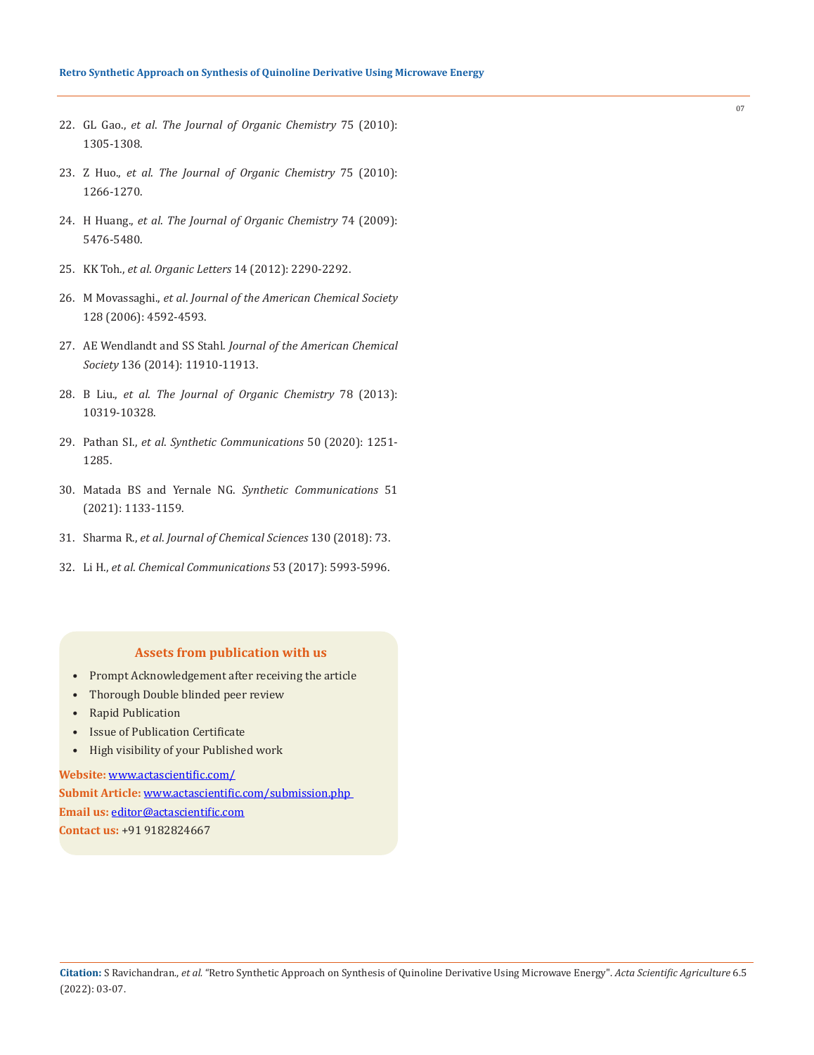22. GL Gao., *et al. The Journal of Organic Chemistry* 75 (2010): 1305-1308.
23. Z Huo., *et al. The Journal of Organic Chemistry* 75 (2010): 1266-1270.
24. H Huang., *et al. The Journal of Organic Chemistry* 74 (2009): 5476-5480.
25. KK Toh., *et al. Organic Letters* 14 (2012): 2290-2292.
26. M Movassaghi., *et al. Journal of the American Chemical Society* 128 (2006): 4592-4593.
27. AE Wendlandt and SS Stahl. *Journal of the American Chemical Society* 136 (2014): 11910-11913.
28. B Liu., *et al. The Journal of Organic Chemistry* 78 (2013): 10319-10328.
29. Pathan SI., *et al. Synthetic Communications* 50 (2020): 1251-1285.
30. Matada BS and Yernale NG. *Synthetic Communications* 51 (2021): 1133-1159.
31. Sharma R., *et al. Journal of Chemical Sciences* 130 (2018): 73.
32. Li H., *et al. Chemical Communications* 53 (2017): 5993-5996.

**Assets from publication with us**

- Prompt Acknowledgement after receiving the article
- Thorough Double blinded peer review
- Rapid Publication
- Issue of Publication Certificate
- High visibility of your Published work

**Website:** www.actascientific.com/
**Submit Article:** www.actascientific.com/submission.php
**Email us:** editor@actascientific.com
**Contact us:** +91 9182824667